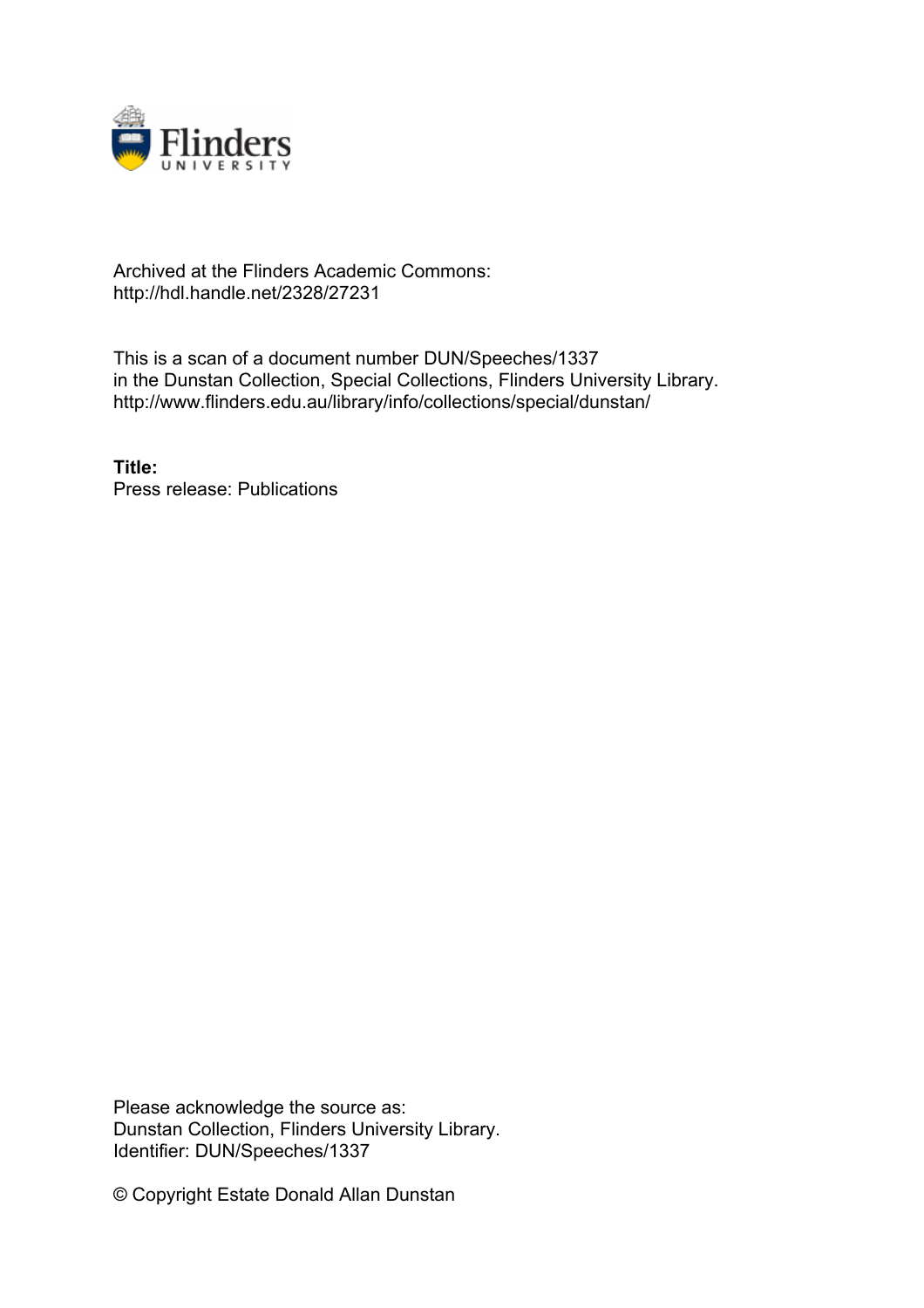Archived at the Flinders Academic Commons:
http://hdl.handle.net/2328/27231

This is a scan of a document number DUN/Speeches/1337
in the Dunstan Collection, Special Collections, Flinders University Library.
http://www.flinders.edu.au/library/info/collections/special/dunstan/

**Title:**
Press release: Publications

Please acknowledge the source as:
Dunstan Collection, Flinders University Library.
Identifier: DUN/Speeches/1337

© Copyright Estate Donald Allan Dunstan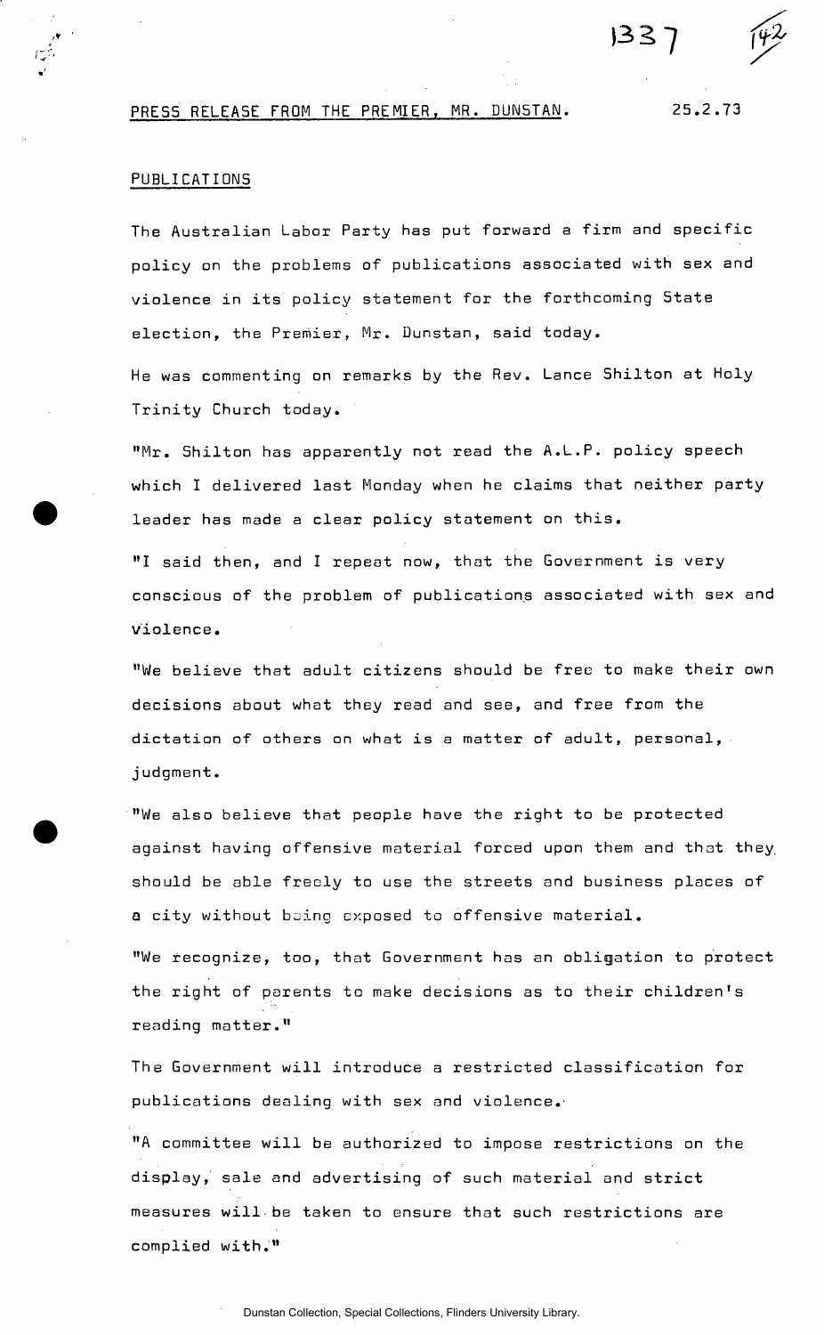PRESS RELEASE FROM THE PREMIER, MR. DUNSTAN. 25.2.73

PUBLICATIONS

The Australian Labor Party has put forward a firm and specific policy on the problems of publications associated with sex and violence in its policy statement for the forthcoming State election, the Premier, Mr. Dunstan, said today.

He was commenting on remarks by the Rev. Lance Shilton at Holy Trinity Church today.

"Mr. Shilton has apparently not read the A.L.P. policy speech which I delivered last Monday when he claims that neither party leader has made a clear policy statement on this.

"I said then, and I repeat now, that the Government is very conscious of the problem of publications associated with sex and violence.

"We believe that adult citizens should be free to make their own decisions about what they read and see, and free from the dictation of others on what is a matter of adult, personal, judgment.

"We also believe that people have the right to be protected against having offensive material forced upon them and that they should be able freely to use the streets and business places of a city without being exposed to offensive material.

"We recognize, too, that Government has an obligation to protect the right of parents to make decisions as to their children's reading matter."

The Government will introduce a restricted classification for publications dealing with sex and violence.

"A committee will be authorized to impose restrictions on the display, sale and advertising of such material and strict measures will be taken to ensure that such restrictions are complied with."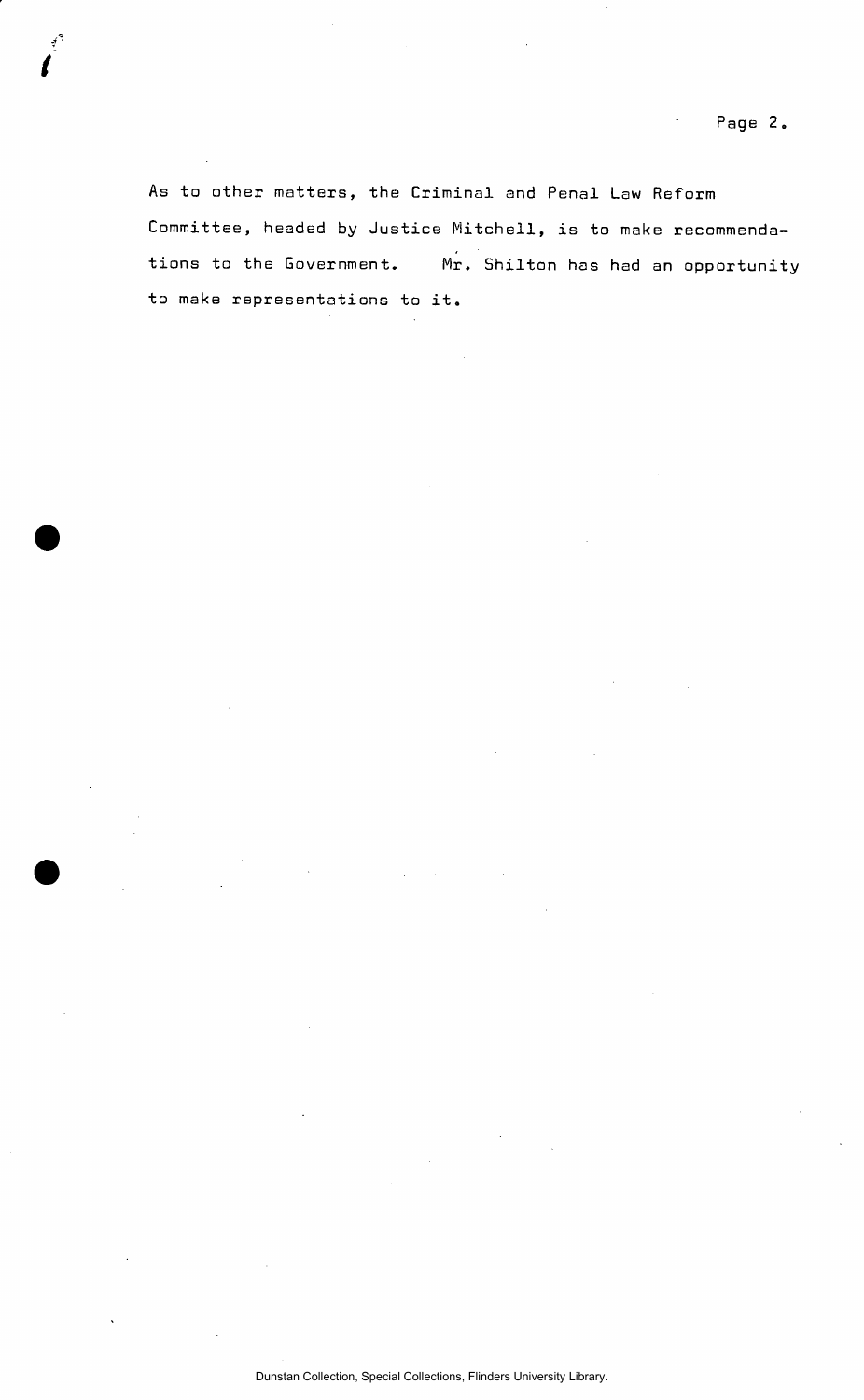As to other matters, the Criminal and Penal Law Reform Committee, headed by Justice Mitchell, is to make recommendations to the Government. Mr. Shilton has had an opportunity to make representations to it.